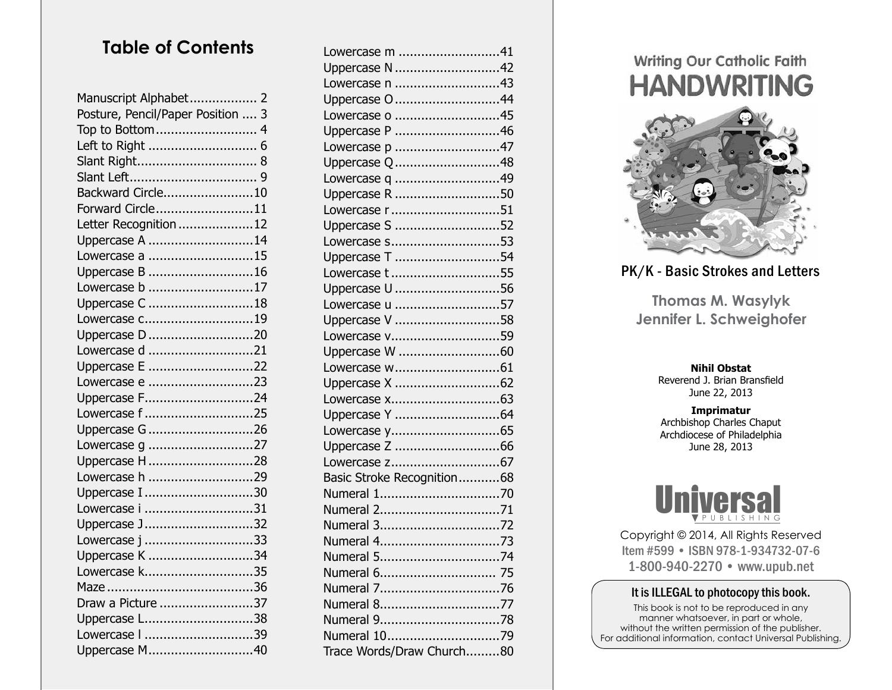# Table of Contents

Manuscript Alphabet.................. 2
Posture, Pencil/Paper Position .... 3
Top to Bottom........................... 4
Left to Right ............................. 6
Slant Right................................ 8
Slant Left.................................. 9
Backward Circle........................10
Forward Circle..........................11
Letter Recognition....................12
Uppercase A ............................14
Lowercase a ............................15
Uppercase B ............................16
Lowercase b ............................17
Uppercase C ............................18
Lowercase c.............................19
Uppercase D............................20
Lowercase d ............................21
Uppercase E ............................22
Lowercase e ............................23
Uppercase F.............................24
Lowercase f .............................25
Uppercase G............................26
Lowercase g ............................27
Uppercase H............................28
Lowercase h ............................29
Uppercase I .............................30
Lowercase i .............................31
Uppercase J.............................32
Lowercase j .............................33
Uppercase K ............................34
Lowercase k.............................35
Maze .......................................36
Draw a Picture .........................37
Uppercase L.............................38
Lowercase l .............................39
Uppercase M............................40
Lowercase m ...........................41
Uppercase N............................42
Lowercase n ............................43
Uppercase O............................44
Lowercase o ............................45
Uppercase P ............................46
Lowercase p ............................47
Uppercase Q............................48
Lowercase q ............................49
Uppercase R ............................50
Lowercase r .............................51
Uppercase S ............................52
Lowercase s.............................53
Uppercase T ............................54
Lowercase t .............................55
Uppercase U............................56
Lowercase u ............................57
Uppercase V ............................58
Lowercase v.............................59
Uppercase W ...........................60
Lowercase w............................61
Uppercase X ............................62
Lowercase x.............................63
Uppercase Y ............................64
Lowercase y.............................65
Uppercase Z ............................66
Lowercase z.............................67
Basic Stroke Recognition...........68
Numeral 1................................70
Numeral 2................................71
Numeral 3................................72
Numeral 4................................73
Numeral 5................................74
Numeral 6............................... 75
Numeral 7................................76
Numeral 8................................77
Numeral 9................................78
Numeral 10..............................79
Trace Words/Draw Church.........80

Writing Our Catholic Faith

# HANDWRITING

PK/K - Basic Strokes and Letters

**Thomas M. Wasylyk**
**Jennifer L. Schweighofer**

**Nihil Obstat**
Reverend J. Brian Bransfield
June 22, 2013

**Imprimatur**
Archbishop Charles Chaput
Archdiocese of Philadelphia
June 28, 2013

Universal
PUBLISHING

Copyright © 2014, All Rights Reserved
Item #599 • ISBN 978-1-934732-07-6
1-800-940-2270 • www.upub.net

**It is ILLEGAL to photocopy this book.**

This book is not to be reproduced in any manner whatsoever, in part or whole, without the written permission of the publisher. For additional information, contact Universal Publishing.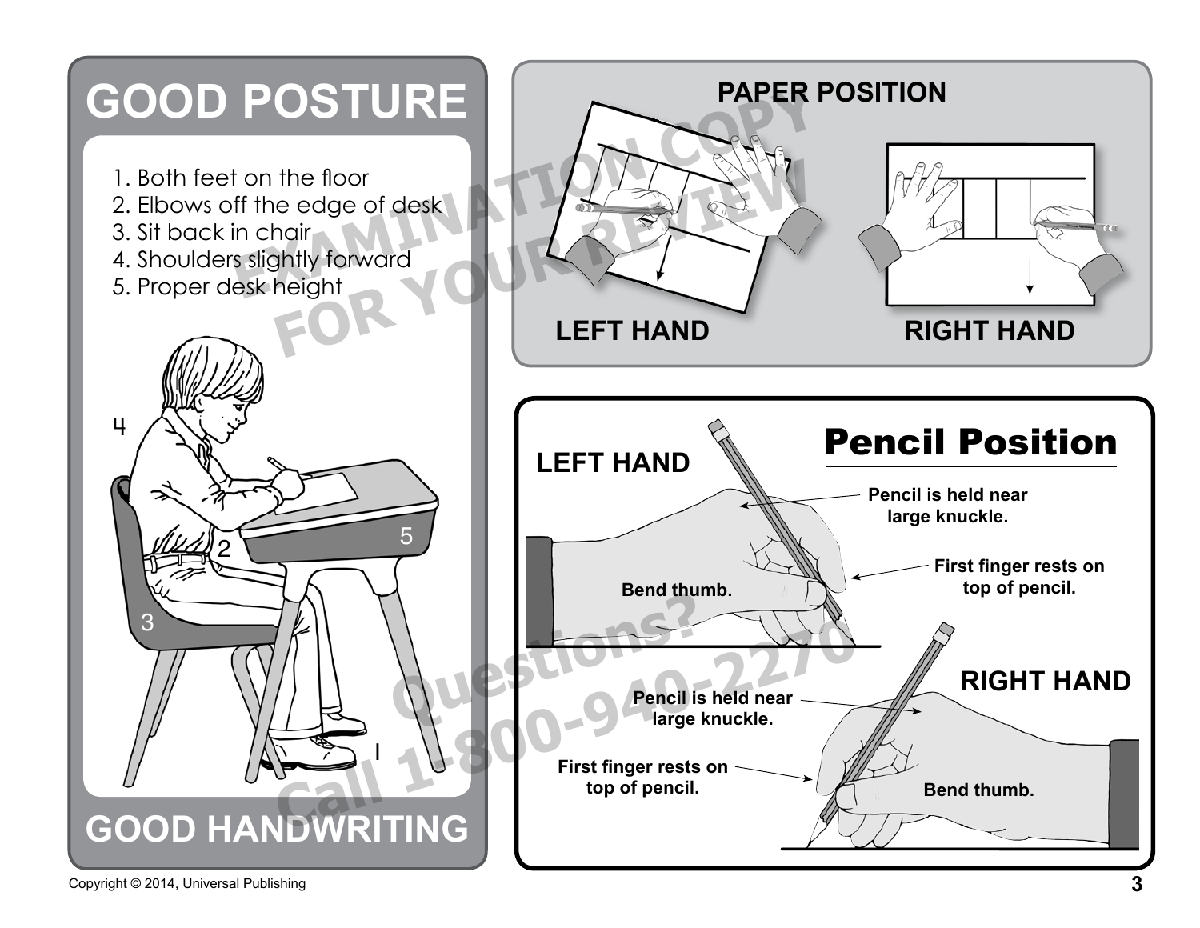# GOOD POSTURE

1. Both feet on the floor
2. Elbows off the edge of desk
3. Sit back in chair
4. Shoulders slightly forward
5. Proper desk height

4

2

5

3

1

## GOOD HANDWRITING

## PAPER POSITION

LEFT HAND

RIGHT HAND

## Pencil Position

**LEFT HAND**

Pencil is held near large knuckle.

First finger rests on top of pencil.

Bend thumb.

**RIGHT HAND**

Pencil is held near large knuckle.

First finger rests on top of pencil.

Bend thumb.

EXAMINATION COPY FOR YOUR REVIEW

Questions? Call 1-800-940-2270

Copyright © 2014, Universal Publishing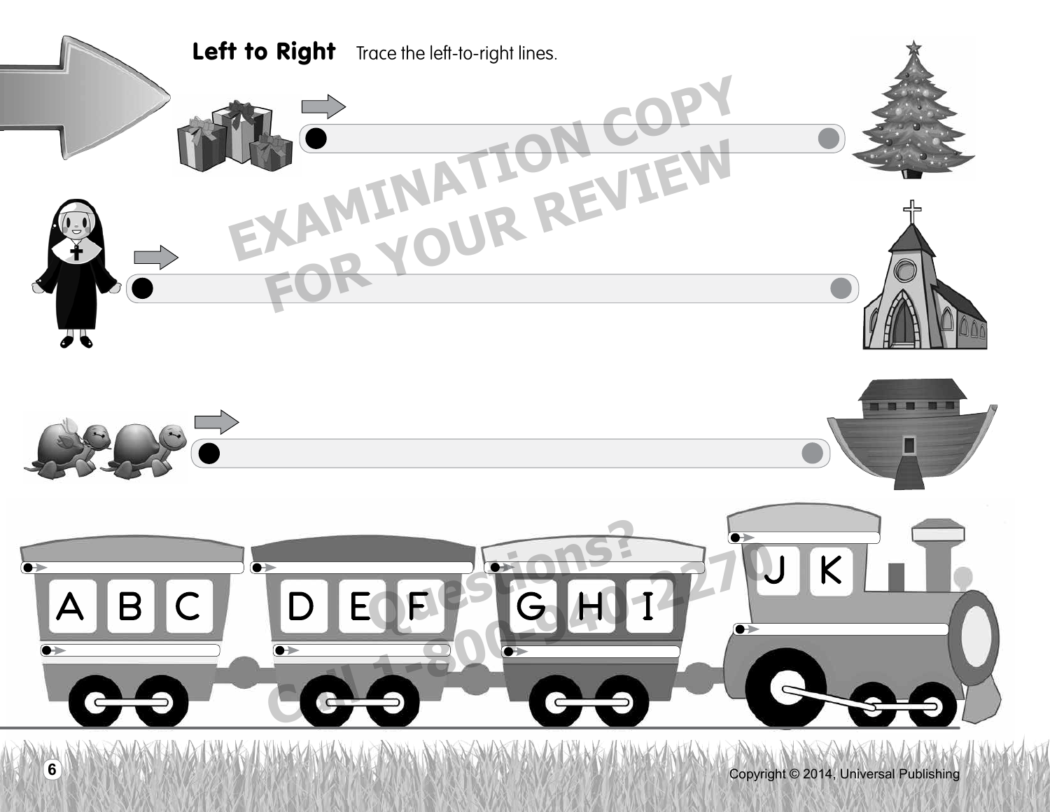## Left to Right

Trace the left-to-right lines.

A B C

D E F

G H I

J K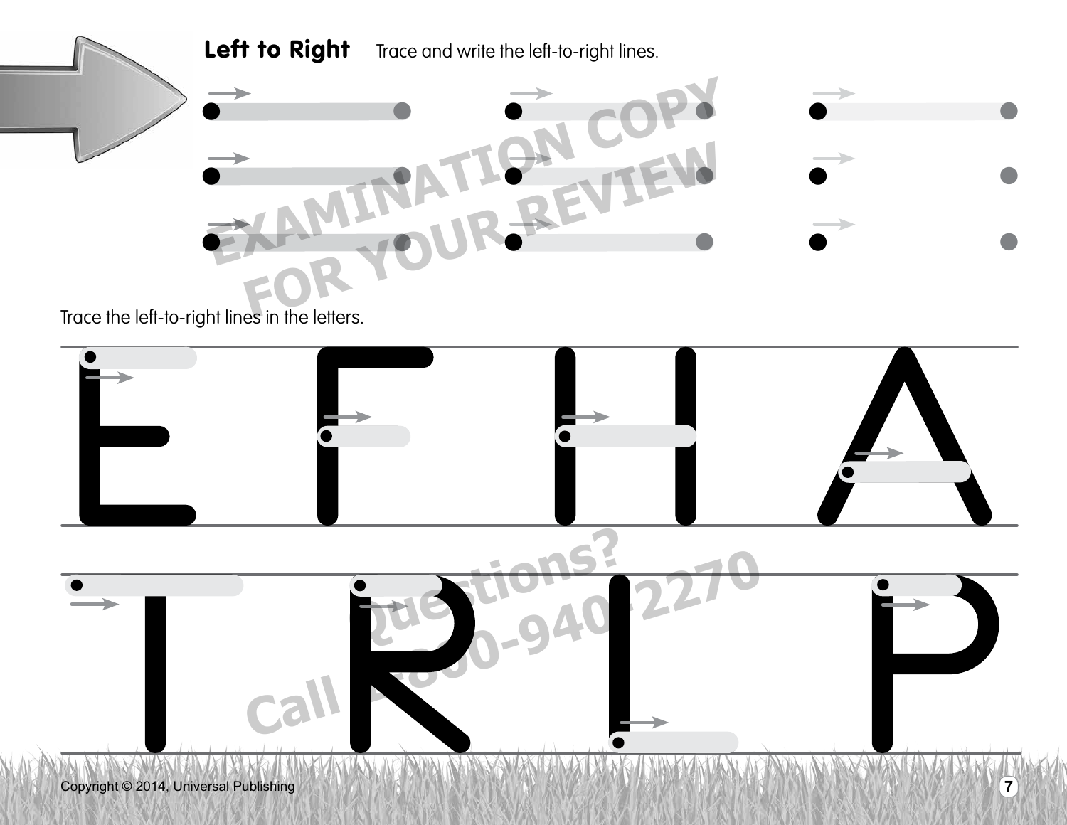## Left to Right

Trace and write the left-to-right lines.

Trace the left-to-right lines in the letters.

E F H A

T R L P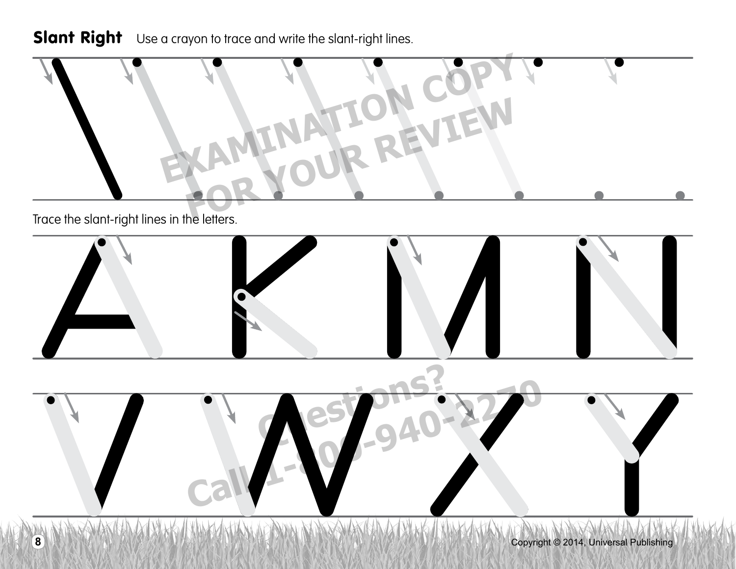**Slant Right** Use a crayon to trace and write the slant-right lines.

Trace the slant-right lines in the letters.

A K M N

V W X Y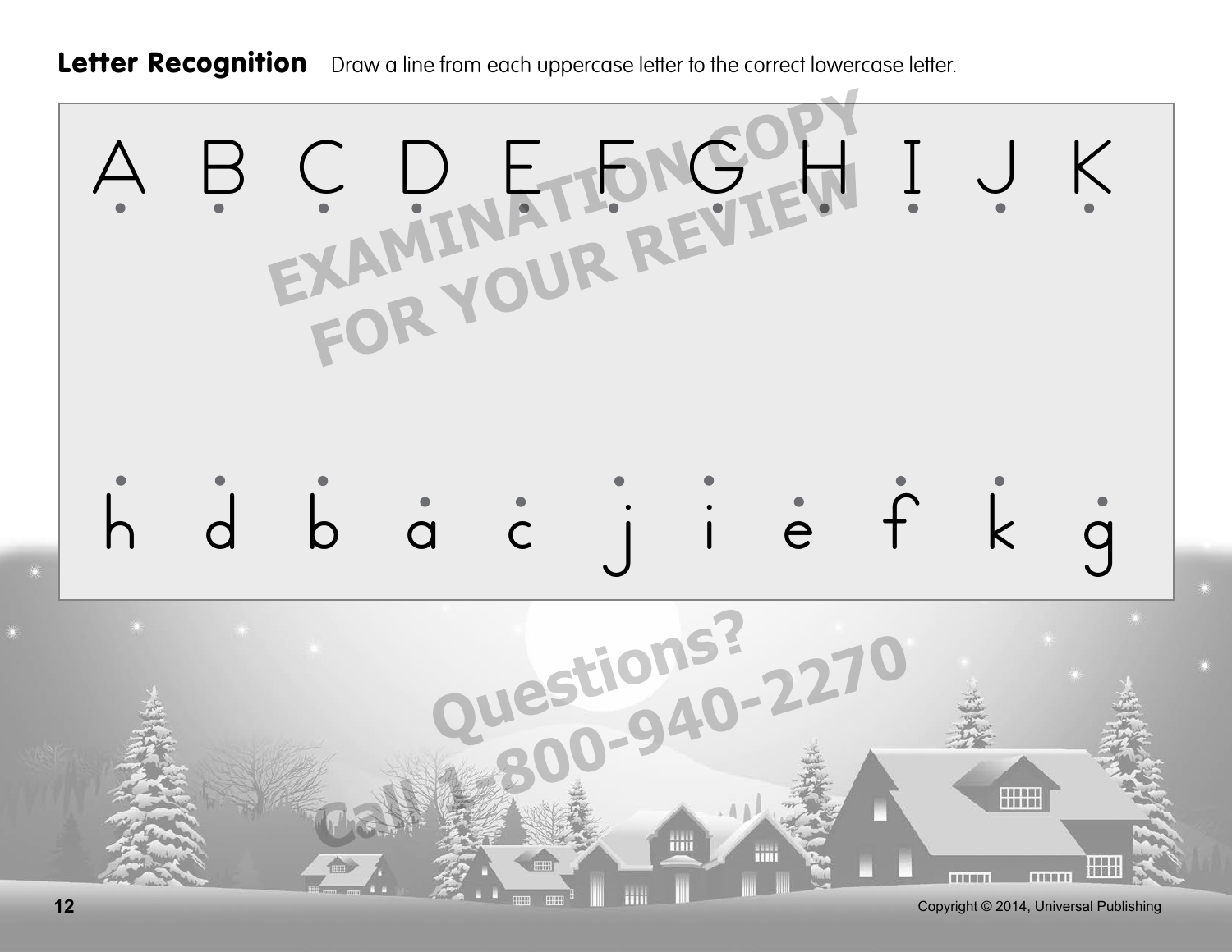**Letter Recognition** Draw a line from each uppercase letter to the correct lowercase letter.

A B C D E F G H I J K

h d b a c j i e f k g

EXAMINATION COPY FOR YOUR REVIEW

Questions? Call 1-800-940-2270

Copyright © 2014, Universal Publishing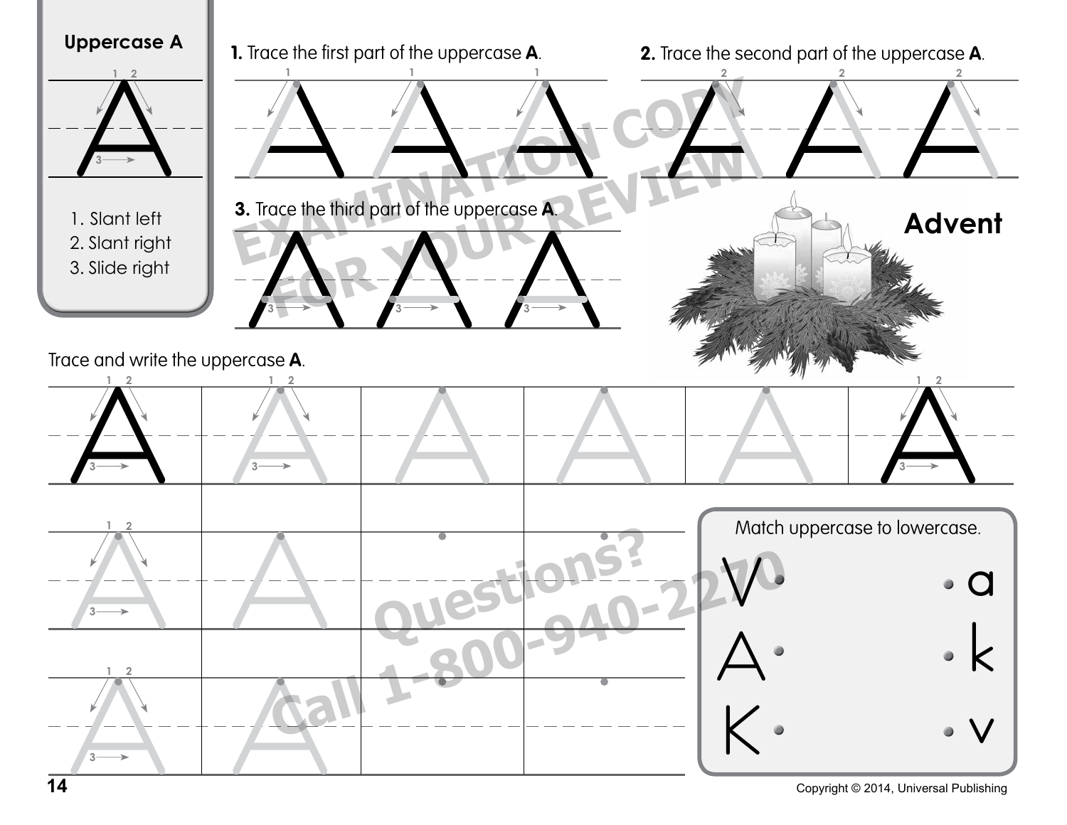## Uppercase A

1. Slant left
2. Slant right
3. Slide right

**1.** Trace the first part of the uppercase **A**.

**2.** Trace the second part of the uppercase **A**.

**3.** Trace the third part of the uppercase **A**.

**Advent**

Trace and write the uppercase **A**.

Match uppercase to lowercase.

| | |
|---|---|
| V | a |
| A | k |
| K | v |

Copyright © 2014, Universal Publishing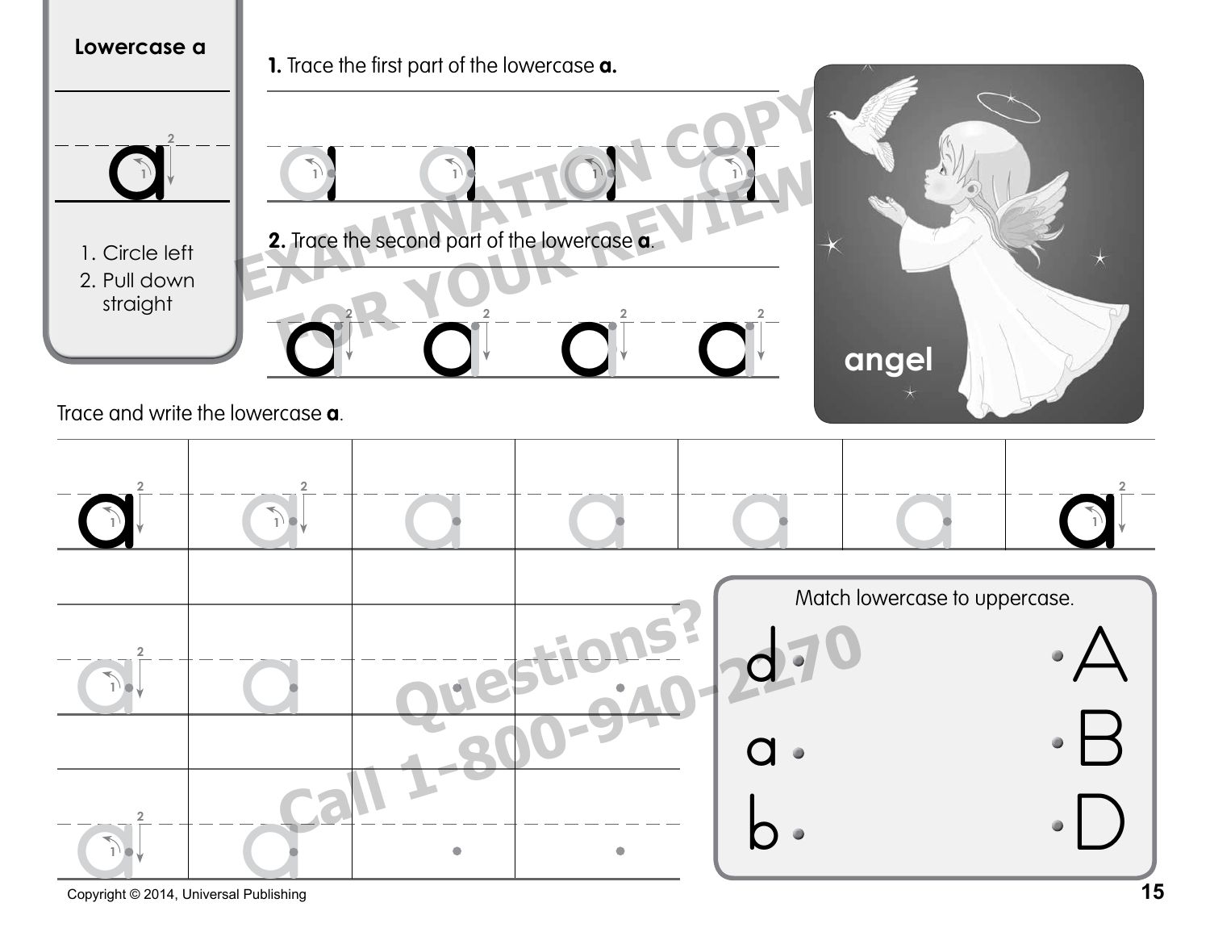**Lowercase a**

1. Circle left
2. Pull down straight

**1.** Trace the first part of the lowercase **a.**

**2.** Trace the second part of the lowercase **a**.

angel

Trace and write the lowercase **a**.

Match lowercase to uppercase.

d • • A

a • • B

b • • D

Copyright © 2014, Universal Publishing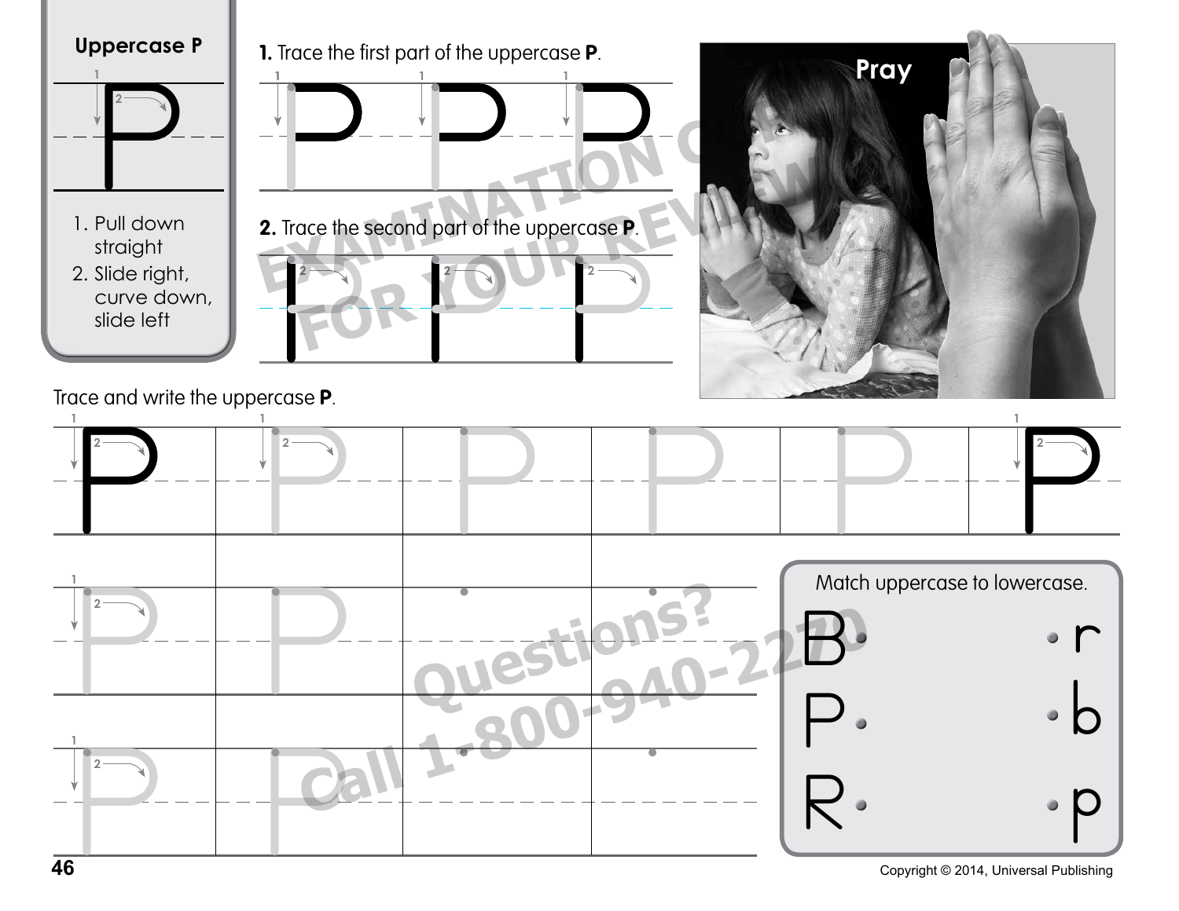**Uppercase P**

1. Pull down straight
2. Slide right, curve down, slide left

**1.** Trace the first part of the uppercase **P**.

**2.** Trace the second part of the uppercase **P**.

Pray

Trace and write the uppercase **P**.

Match uppercase to lowercase.

| B | r |
|---|---|
| P | b |
| R | p |

Copyright © 2014, Universal Publishing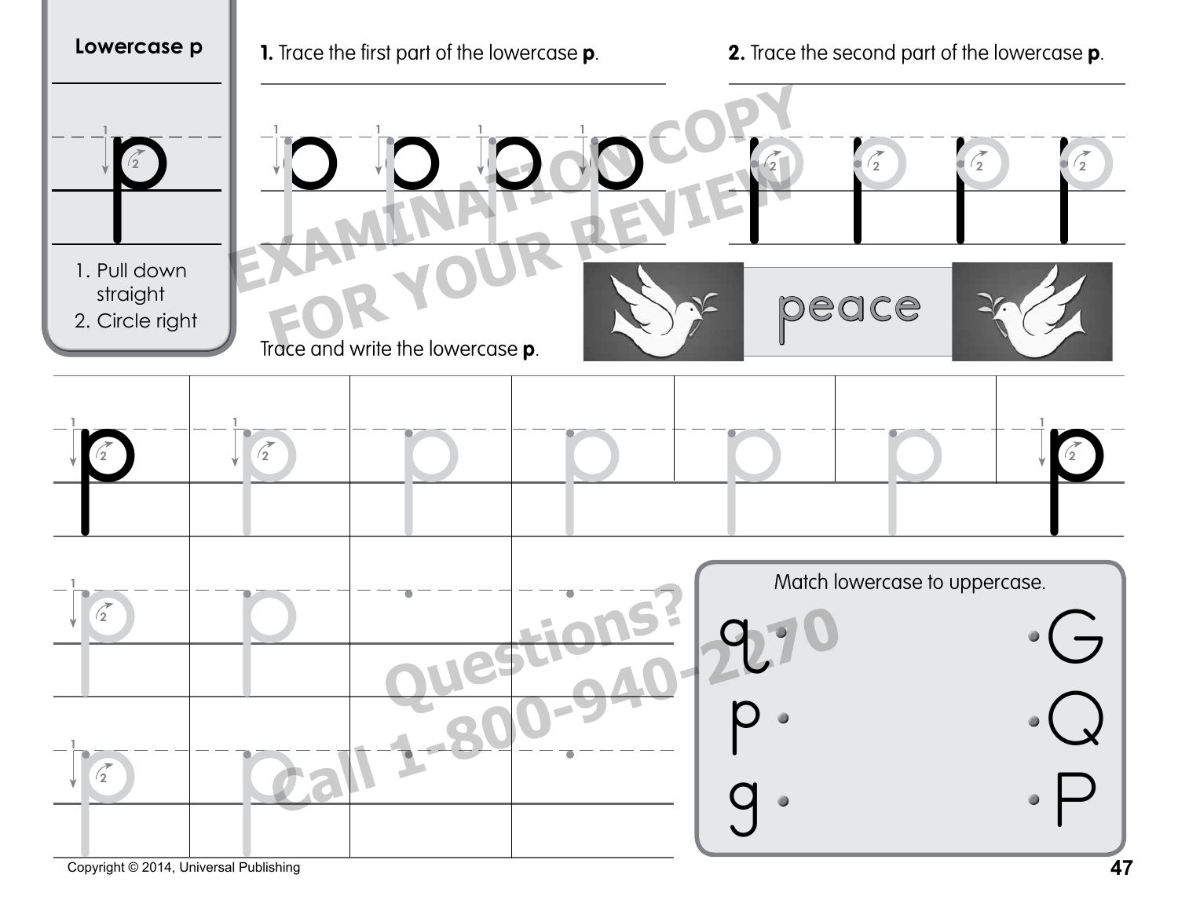**Lowercase p**

1. Pull down straight
2. Circle right

**1.** Trace the first part of the lowercase **p**.

**2.** Trace the second part of the lowercase **p**.

peace

Trace and write the lowercase **p**.

Match lowercase to uppercase.

| | |
|---|---|
| q | G |
| p | Q |
| g | P |

EXAMINATION COPY FOR YOUR REVIEW

Questions? Call 1-800-940-2270

Copyright © 2014, Universal Publishing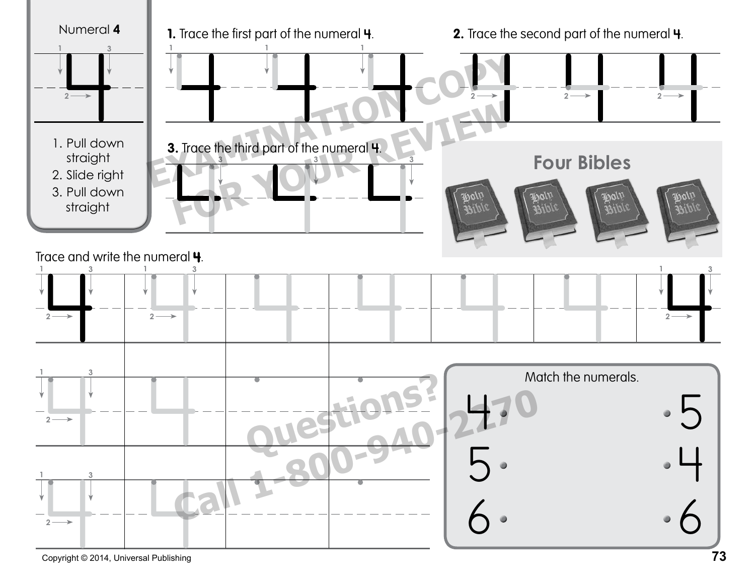## Numeral 4

1. Pull down straight
2. Slide right
3. Pull down straight

**1.** Trace the first part of the numeral **4**.

**2.** Trace the second part of the numeral **4**.

**3.** Trace the third part of the numeral **4**.

**Four Bibles**

Holy Bible Holy Bible Holy Bible Holy Bible

Trace and write the numeral **4**.

Match the numerals.

| | |
|---|---|
| 4 • | • 5 |
| 5 • | • 4 |
| 6 • | • 6 |

EXAMINATION COPY FOR YOUR REVIEW

Questions? Call 1-800-940-2270

Copyright © 2014, Universal Publishing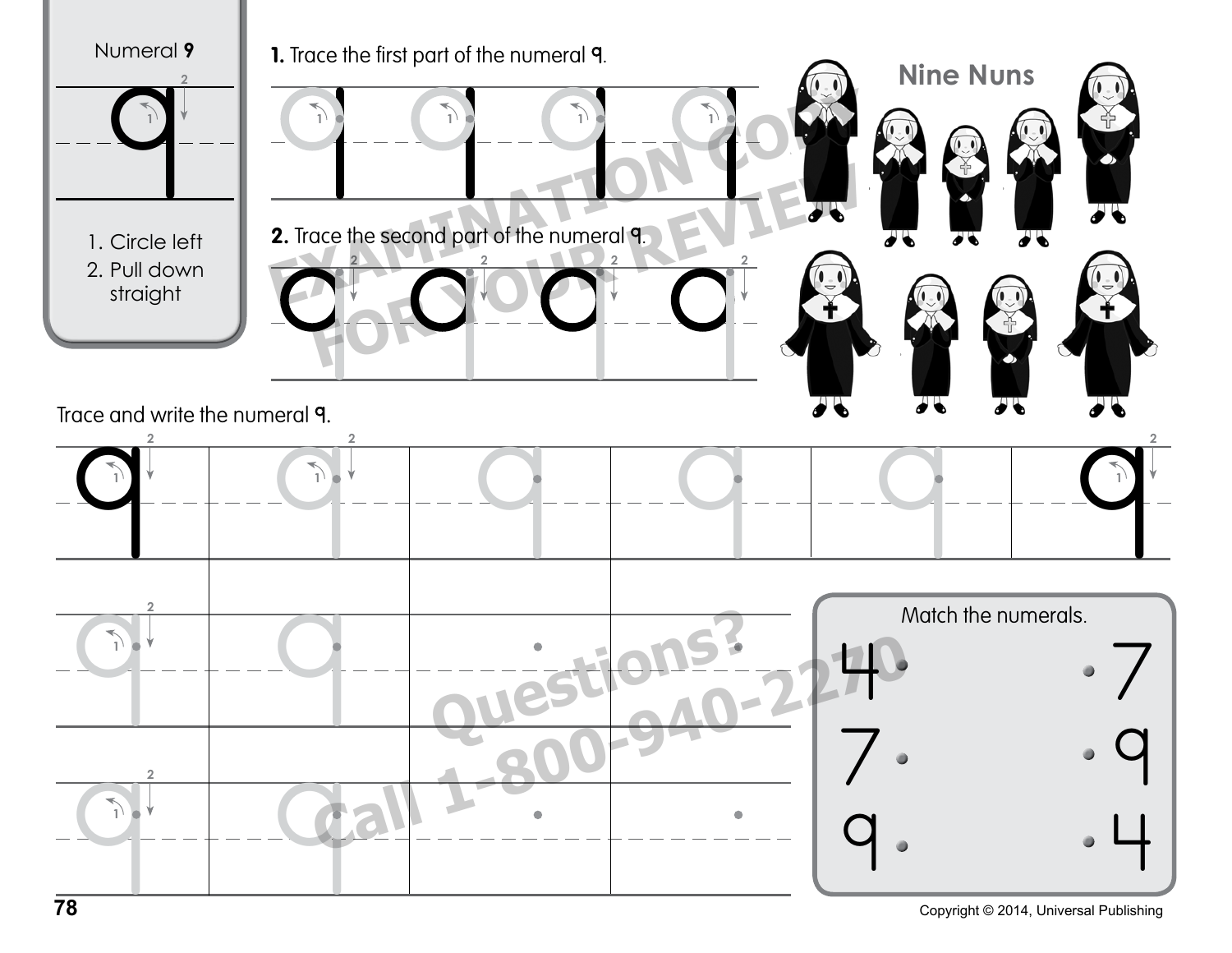Numeral 9

1. Circle left
2. Pull down straight

**1.** Trace the first part of the numeral 9.

**2.** Trace the second part of the numeral 9.

**Nine Nuns**

Trace and write the numeral 9.

Match the numerals.

4 7

7 9

9 4

Copyright © 2014, Universal Publishing